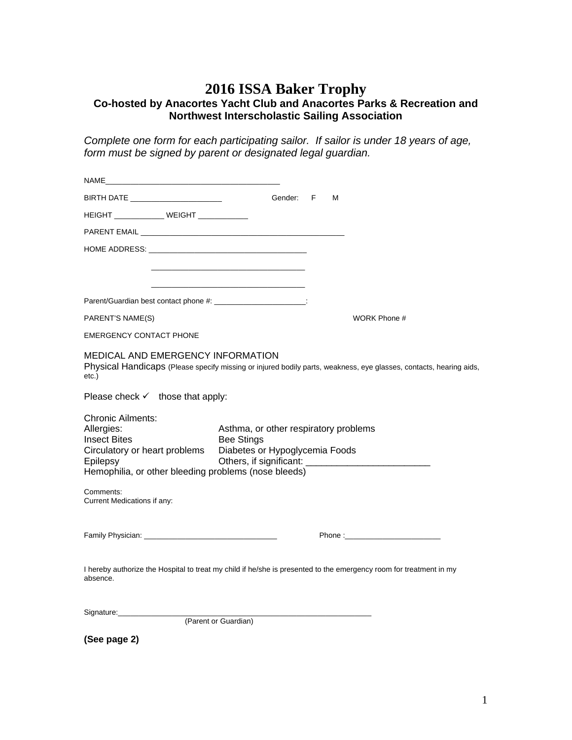# 2016 ISSA Baker Trophy

### Co-hosted by Anacortes Yacht Club and Anacortes Parks & Recreation and Northwest Interscholastic Sailing Association

*Complete one form for each participating sailor. If sailor is under 18 years of age, form must be signed by parent or designated legal guardian.*

NAME________________________________________

BIRTH DATE _____________________ Gender: F M

HEIGHT ___________ WEIGHT ___________

PARENT EMAIL ________________________________________________

HOME ADDRESS: _____________________________________

_____________________________________

_____________________________________

Parent/Guardian best contact phone #: _____________________:

PARENT'S NAME(S) WORK Phone #

EMERGENCY CONTACT PHONE

MEDICAL AND EMERGENCY INFORMATION

Physical Handicaps (Please specify missing or injured bodily parts, weakness, eye glasses, contacts, hearing aids, etc.)

Please check ✓ those that apply:

Chronic Ailments:

Allergies: Asthma, or other respiratory problems

Insect Bites Bee Stings

Circulatory or heart problems Diabetes or Hypoglycemia Foods

Epilepsy Others, if significant: ________________________

Hemophilia, or other bleeding problems (nose bleeds)

Comments:

Current Medications if any:

Family Physician: ______________________________ Phone :______________________

I hereby authorize the Hospital to treat my child if he/she is presented to the emergency room for treatment in my absence.

Signature:__________________________________________________________

(Parent or Guardian)

**(See page 2)**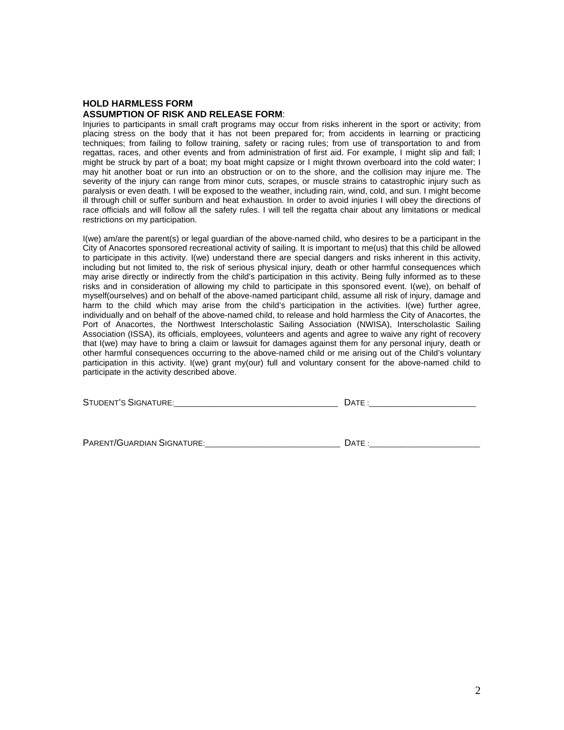**HOLD HARMLESS FORM**

**ASSUMPTION OF RISK AND RELEASE FORM**:

Injuries to participants in small craft programs may occur from risks inherent in the sport or activity; from placing stress on the body that it has not been prepared for; from accidents in learning or practicing techniques; from failing to follow training, safety or racing rules; from use of transportation to and from regattas, races, and other events and from administration of first aid. For example, I might slip and fall; I might be struck by part of a boat; my boat might capsize or I might thrown overboard into the cold water; I may hit another boat or run into an obstruction or on to the shore, and the collision may injure me. The severity of the injury can range from minor cuts, scrapes, or muscle strains to catastrophic injury such as paralysis or even death. I will be exposed to the weather, including rain, wind, cold, and sun. I might become ill through chill or suffer sunburn and heat exhaustion. In order to avoid injuries I will obey the directions of race officials and will follow all the safety rules. I will tell the regatta chair about any limitations or medical restrictions on my participation.

I(we) am/are the parent(s) or legal guardian of the above-named child, who desires to be a participant in the City of Anacortes sponsored recreational activity of sailing. It is important to me(us) that this child be allowed to participate in this activity. I(we) understand there are special dangers and risks inherent in this activity, including but not limited to, the risk of serious physical injury, death or other harmful consequences which may arise directly or indirectly from the child's participation in this activity. Being fully informed as to these risks and in consideration of allowing my child to participate in this sponsored event. I(we), on behalf of myself(ourselves) and on behalf of the above-named participant child, assume all risk of injury, damage and harm to the child which may arise from the child's participation in the activities. I(we) further agree, individually and on behalf of the above-named child, to release and hold harmless the City of Anacortes, the Port of Anacortes, the Northwest Interscholastic Sailing Association (NWISA), Interscholastic Sailing Association (ISSA), its officials, employees, volunteers and agents and agree to waive any right of recovery that I(we) may have to bring a claim or lawsuit for damages against them for any personal injury, death or other harmful consequences occurring to the above-named child or me arising out of the Child's voluntary participation in this activity. I(we) grant my(our) full and voluntary consent for the above-named child to participate in the activity described above.

STUDENT'S SIGNATURE:_________________________________ DATE :______________________

PARENT/GUARDIAN SIGNATURE:___________________________ DATE :______________________